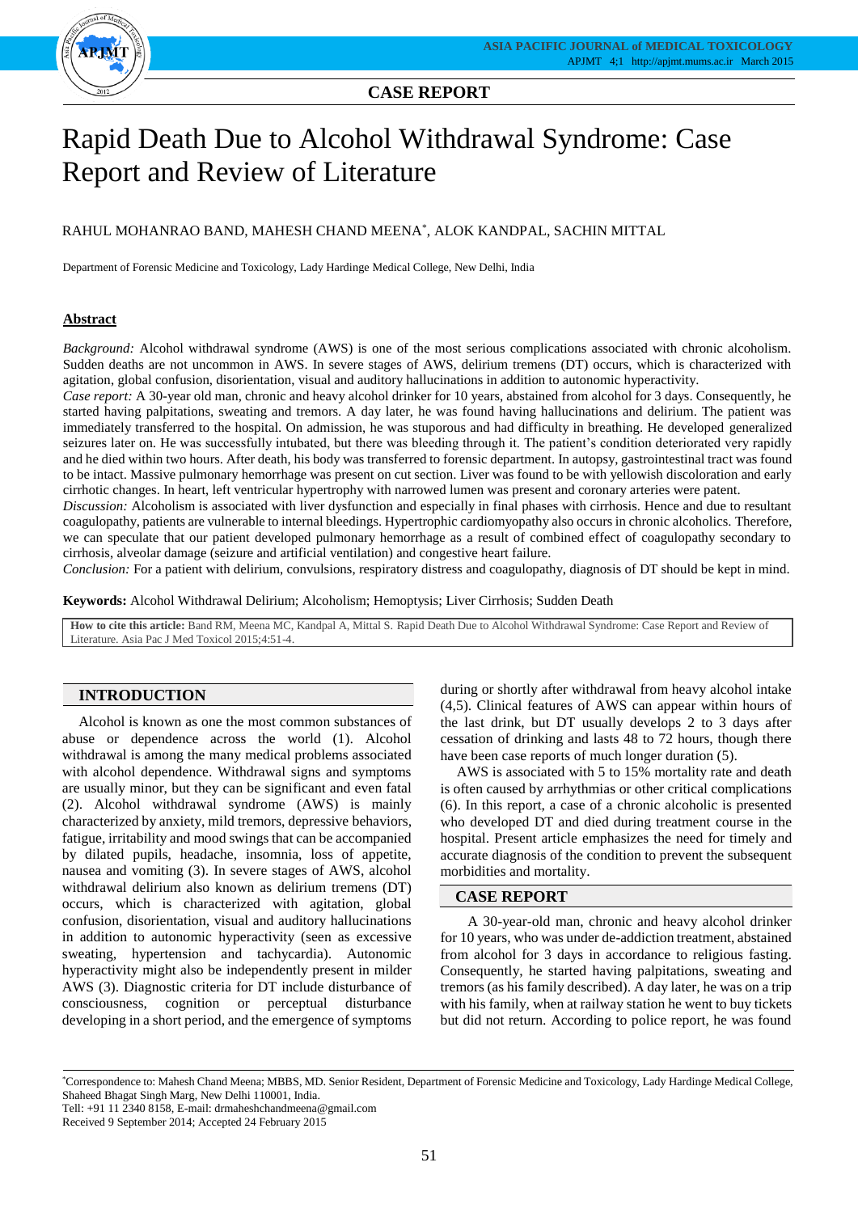**CASE REPORT**

# Rapid Death Due to Alcohol Withdrawal Syndrome: Case Report and Review of Literature

RAHUL MOHANRAO BAND, MAHESH CHAND MEENA*, ALOK KANDPAL, SACHIN MITTAL

Department of Forensic Medicine and Toxicology, Lady Hardinge Medical College, New Delhi, India

## Abstract

*Background:* Alcohol withdrawal syndrome (AWS) is one of the most serious complications associated with chronic alcoholism. Sudden deaths are not uncommon in AWS. In severe stages of AWS, delirium tremens (DT) occurs, which is characterized with agitation, global confusion, disorientation, visual and auditory hallucinations in addition to autonomic hyperactivity.

*Case report:* A 30-year old man, chronic and heavy alcohol drinker for 10 years, abstained from alcohol for 3 days. Consequently, he started having palpitations, sweating and tremors. A day later, he was found having hallucinations and delirium. The patient was immediately transferred to the hospital. On admission, he was stuporous and had difficulty in breathing. He developed generalized seizures later on. He was successfully intubated, but there was bleeding through it. The patient's condition deteriorated very rapidly and he died within two hours. After death, his body was transferred to forensic department. In autopsy, gastrointestinal tract was found to be intact. Massive pulmonary hemorrhage was present on cut section. Liver was found to be with yellowish discoloration and early cirrhotic changes. In heart, left ventricular hypertrophy with narrowed lumen was present and coronary arteries were patent.

*Discussion:* Alcoholism is associated with liver dysfunction and especially in final phases with cirrhosis. Hence and due to resultant coagulopathy, patients are vulnerable to internal bleedings. Hypertrophic cardiomyopathy also occurs in chronic alcoholics. Therefore, we can speculate that our patient developed pulmonary hemorrhage as a result of combined effect of coagulopathy secondary to cirrhosis, alveolar damage (seizure and artificial ventilation) and congestive heart failure.

*Conclusion:* For a patient with delirium, convulsions, respiratory distress and coagulopathy, diagnosis of DT should be kept in mind.

**Keywords:** Alcohol Withdrawal Delirium; Alcoholism; Hemoptysis; Liver Cirrhosis; Sudden Death

**How to cite this article:** Band RM, Meena MC, Kandpal A, Mittal S. Rapid Death Due to Alcohol Withdrawal Syndrome: Case Report and Review of Literature. Asia Pac J Med Toxicol 2015;4:51-4.

## INTRODUCTION

Alcohol is known as one the most common substances of abuse or dependence across the world (1). Alcohol withdrawal is among the many medical problems associated with alcohol dependence. Withdrawal signs and symptoms are usually minor, but they can be significant and even fatal (2). Alcohol withdrawal syndrome (AWS) is mainly characterized by anxiety, mild tremors, depressive behaviors, fatigue, irritability and mood swings that can be accompanied by dilated pupils, headache, insomnia, loss of appetite, nausea and vomiting (3). In severe stages of AWS, alcohol withdrawal delirium also known as delirium tremens (DT) occurs, which is characterized with agitation, global confusion, disorientation, visual and auditory hallucinations in addition to autonomic hyperactivity (seen as excessive sweating, hypertension and tachycardia). Autonomic hyperactivity might also be independently present in milder AWS (3). Diagnostic criteria for DT include disturbance of consciousness, cognition or perceptual disturbance developing in a short period, and the emergence of symptoms during or shortly after withdrawal from heavy alcohol intake (4,5). Clinical features of AWS can appear within hours of the last drink, but DT usually develops 2 to 3 days after cessation of drinking and lasts 48 to 72 hours, though there have been case reports of much longer duration (5).

AWS is associated with 5 to 15% mortality rate and death is often caused by arrhythmias or other critical complications (6). In this report, a case of a chronic alcoholic is presented who developed DT and died during treatment course in the hospital. Present article emphasizes the need for timely and accurate diagnosis of the condition to prevent the subsequent morbidities and mortality.

## CASE REPORT

A 30-year-old man, chronic and heavy alcohol drinker for 10 years, who was under de-addiction treatment, abstained from alcohol for 3 days in accordance to religious fasting. Consequently, he started having palpitations, sweating and tremors (as his family described). A day later, he was on a trip with his family, when at railway station he went to buy tickets but did not return. According to police report, he was found

*Correspondence to: Mahesh Chand Meena; MBBS, MD. Senior Resident, Department of Forensic Medicine and Toxicology, Lady Hardinge Medical College, Shaheed Bhagat Singh Marg, New Delhi 110001, India.
Tell: +91 11 2340 8158, E-mail: drmaheshchandmeena@gmail.com
Received 9 September 2014; Accepted 24 February 2015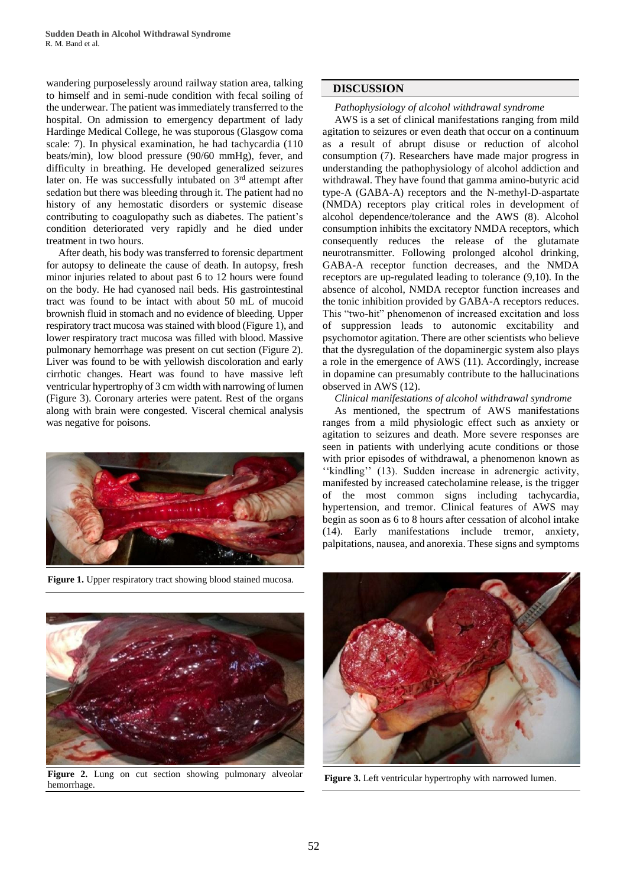wandering purposelessly around railway station area, talking to himself and in semi-nude condition with fecal soiling of the underwear. The patient was immediately transferred to the hospital. On admission to emergency department of lady Hardinge Medical College, he was stuporous (Glasgow coma scale: 7). In physical examination, he had tachycardia (110 beats/min), low blood pressure (90/60 mmHg), fever, and difficulty in breathing. He developed generalized seizures later on. He was successfully intubated on 3rd attempt after sedation but there was bleeding through it. The patient had no history of any hemostatic disorders or systemic disease contributing to coagulopathy such as diabetes. The patient's condition deteriorated very rapidly and he died under treatment in two hours.

After death, his body was transferred to forensic department for autopsy to delineate the cause of death. In autopsy, fresh minor injuries related to about past 6 to 12 hours were found on the body. He had cyanosed nail beds. His gastrointestinal tract was found to be intact with about 50 mL of mucoid brownish fluid in stomach and no evidence of bleeding. Upper respiratory tract mucosa was stained with blood (Figure 1), and lower respiratory tract mucosa was filled with blood. Massive pulmonary hemorrhage was present on cut section (Figure 2). Liver was found to be with yellowish discoloration and early cirrhotic changes. Heart was found to have massive left ventricular hypertrophy of 3 cm width with narrowing of lumen (Figure 3). Coronary arteries were patent. Rest of the organs along with brain were congested. Visceral chemical analysis was negative for poisons.

**Figure 1.** Upper respiratory tract showing blood stained mucosa.

**Figure 2.** Lung on cut section showing pulmonary alveolar hemorrhage.

## DISCUSSION

*Pathophysiology of alcohol withdrawal syndrome*

AWS is a set of clinical manifestations ranging from mild agitation to seizures or even death that occur on a continuum as a result of abrupt disuse or reduction of alcohol consumption (7). Researchers have made major progress in understanding the pathophysiology of alcohol addiction and withdrawal. They have found that gamma amino-butyric acid type-A (GABA-A) receptors and the N-methyl-D-aspartate (NMDA) receptors play critical roles in development of alcohol dependence/tolerance and the AWS (8). Alcohol consumption inhibits the excitatory NMDA receptors, which consequently reduces the release of the glutamate neurotransmitter. Following prolonged alcohol drinking, GABA-A receptor function decreases, and the NMDA receptors are up-regulated leading to tolerance (9,10). In the absence of alcohol, NMDA receptor function increases and the tonic inhibition provided by GABA-A receptors reduces. This "two-hit" phenomenon of increased excitation and loss of suppression leads to autonomic excitability and psychomotor agitation. There are other scientists who believe that the dysregulation of the dopaminergic system also plays a role in the emergence of AWS (11). Accordingly, increase in dopamine can presumably contribute to the hallucinations observed in AWS (12).

*Clinical manifestations of alcohol withdrawal syndrome*

As mentioned, the spectrum of AWS manifestations ranges from a mild physiologic effect such as anxiety or agitation to seizures and death. More severe responses are seen in patients with underlying acute conditions or those with prior episodes of withdrawal, a phenomenon known as ''kindling'' (13). Sudden increase in adrenergic activity, manifested by increased catecholamine release, is the trigger of the most common signs including tachycardia, hypertension, and tremor. Clinical features of AWS may begin as soon as 6 to 8 hours after cessation of alcohol intake (14). Early manifestations include tremor, anxiety, palpitations, nausea, and anorexia. These signs and symptoms

**Figure 3.** Left ventricular hypertrophy with narrowed lumen.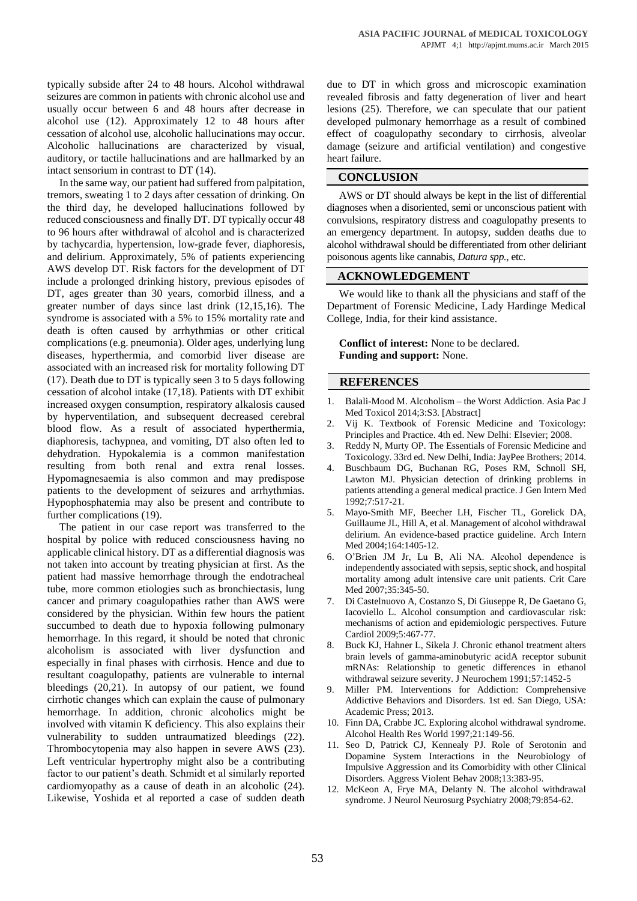typically subside after 24 to 48 hours. Alcohol withdrawal seizures are common in patients with chronic alcohol use and usually occur between 6 and 48 hours after decrease in alcohol use (12). Approximately 12 to 48 hours after cessation of alcohol use, alcoholic hallucinations may occur. Alcoholic hallucinations are characterized by visual, auditory, or tactile hallucinations and are hallmarked by an intact sensorium in contrast to DT (14).

In the same way, our patient had suffered from palpitation, tremors, sweating 1 to 2 days after cessation of drinking. On the third day, he developed hallucinations followed by reduced consciousness and finally DT. DT typically occur 48 to 96 hours after withdrawal of alcohol and is characterized by tachycardia, hypertension, low-grade fever, diaphoresis, and delirium. Approximately, 5% of patients experiencing AWS develop DT. Risk factors for the development of DT include a prolonged drinking history, previous episodes of DT, ages greater than 30 years, comorbid illness, and a greater number of days since last drink (12,15,16). The syndrome is associated with a 5% to 15% mortality rate and death is often caused by arrhythmias or other critical complications (e.g. pneumonia). Older ages, underlying lung diseases, hyperthermia, and comorbid liver disease are associated with an increased risk for mortality following DT (17). Death due to DT is typically seen 3 to 5 days following cessation of alcohol intake (17,18). Patients with DT exhibit increased oxygen consumption, respiratory alkalosis caused by hyperventilation, and subsequent decreased cerebral blood flow. As a result of associated hyperthermia, diaphoresis, tachypnea, and vomiting, DT also often led to dehydration. Hypokalemia is a common manifestation resulting from both renal and extra renal losses. Hypomagnesaemia is also common and may predispose patients to the development of seizures and arrhythmias. Hypophosphatemia may also be present and contribute to further complications (19).

The patient in our case report was transferred to the hospital by police with reduced consciousness having no applicable clinical history. DT as a differential diagnosis was not taken into account by treating physician at first. As the patient had massive hemorrhage through the endotracheal tube, more common etiologies such as bronchiectasis, lung cancer and primary coagulopathies rather than AWS were considered by the physician. Within few hours the patient succumbed to death due to hypoxia following pulmonary hemorrhage. In this regard, it should be noted that chronic alcoholism is associated with liver dysfunction and especially in final phases with cirrhosis. Hence and due to resultant coagulopathy, patients are vulnerable to internal bleedings (20,21). In autopsy of our patient, we found cirrhotic changes which can explain the cause of pulmonary hemorrhage. In addition, chronic alcoholics might be involved with vitamin K deficiency. This also explains their vulnerability to sudden untraumatized bleedings (22). Thrombocytopenia may also happen in severe AWS (23). Left ventricular hypertrophy might also be a contributing factor to our patient's death. Schmidt et al similarly reported cardiomyopathy as a cause of death in an alcoholic (24). Likewise, Yoshida et al reported a case of sudden death due to DT in which gross and microscopic examination revealed fibrosis and fatty degeneration of liver and heart lesions (25). Therefore, we can speculate that our patient developed pulmonary hemorrhage as a result of combined effect of coagulopathy secondary to cirrhosis, alveolar damage (seizure and artificial ventilation) and congestive heart failure.

## CONCLUSION

AWS or DT should always be kept in the list of differential diagnoses when a disoriented, semi or unconscious patient with convulsions, respiratory distress and coagulopathy presents to an emergency department. In autopsy, sudden deaths due to alcohol withdrawal should be differentiated from other deliriant poisonous agents like cannabis, *Datura spp.*, etc.

## ACKNOWLEDGEMENT

We would like to thank all the physicians and staff of the Department of Forensic Medicine, Lady Hardinge Medical College, India, for their kind assistance.

**Conflict of interest:** None to be declared.
**Funding and support:** None.

## REFERENCES

1. Balali-Mood M. Alcoholism – the Worst Addiction. Asia Pac J Med Toxicol 2014;3:S3. [Abstract]
2. Vij K. Textbook of Forensic Medicine and Toxicology: Principles and Practice. 4th ed. New Delhi: Elsevier; 2008.
3. Reddy N, Murty OP. The Essentials of Forensic Medicine and Toxicology. 33rd ed. New Delhi, India: JayPee Brothers; 2014.
4. Buschbaum DG, Buchanan RG, Poses RM, Schnoll SH, Lawton MJ. Physician detection of drinking problems in patients attending a general medical practice. J Gen Intern Med 1992;7:517-21.
5. Mayo-Smith MF, Beecher LH, Fischer TL, Gorelick DA, Guillaume JL, Hill A, et al. Management of alcohol withdrawal delirium. An evidence-based practice guideline. Arch Intern Med 2004;164:1405-12.
6. O'Brien JM Jr, Lu B, Ali NA. Alcohol dependence is independently associated with sepsis, septic shock, and hospital mortality among adult intensive care unit patients. Crit Care Med 2007;35:345-50.
7. Di Castelnuovo A, Costanzo S, Di Giuseppe R, De Gaetano G, Iacoviello L. Alcohol consumption and cardiovascular risk: mechanisms of action and epidemiologic perspectives. Future Cardiol 2009;5:467-77.
8. Buck KJ, Hahner L, Sikela J. Chronic ethanol treatment alters brain levels of gamma-aminobutyric acidA receptor subunit mRNAs: Relationship to genetic differences in ethanol withdrawal seizure severity. J Neurochem 1991;57:1452-5
9. Miller PM. Interventions for Addiction: Comprehensive Addictive Behaviors and Disorders. 1st ed. San Diego, USA: Academic Press; 2013.
10. Finn DA, Crabbe JC. Exploring alcohol withdrawal syndrome. Alcohol Health Res World 1997;21:149-56.
11. Seo D, Patrick CJ, Kennealy PJ. Role of Serotonin and Dopamine System Interactions in the Neurobiology of Impulsive Aggression and its Comorbidity with other Clinical Disorders. Aggress Violent Behav 2008;13:383-95.
12. McKeon A, Frye MA, Delanty N. The alcohol withdrawal syndrome. J Neurol Neurosurg Psychiatry 2008;79:854-62.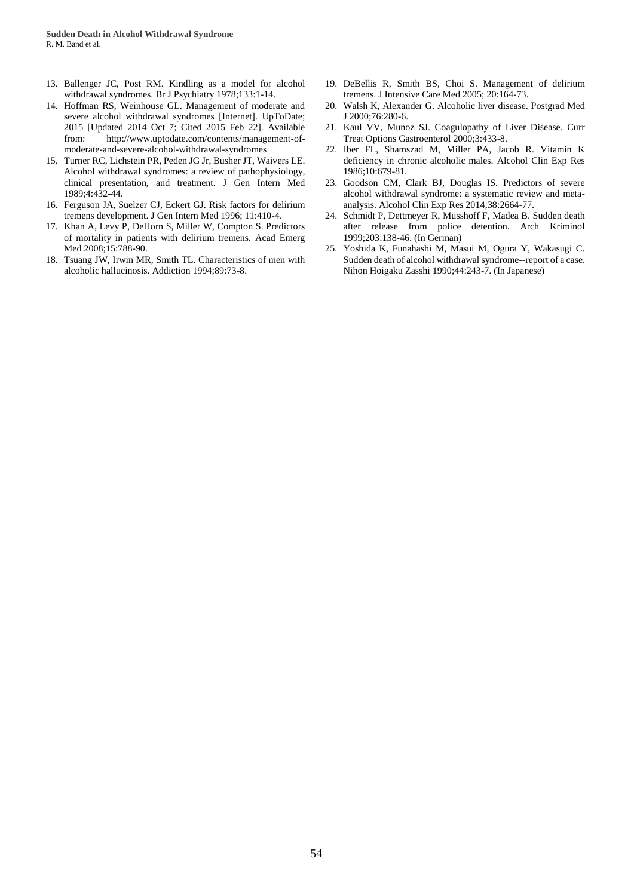13. Ballenger JC, Post RM. Kindling as a model for alcohol withdrawal syndromes. Br J Psychiatry 1978;133:1-14.
14. Hoffman RS, Weinhouse GL. Management of moderate and severe alcohol withdrawal syndromes [Internet]. UpToDate; 2015 [Updated 2014 Oct 7; Cited 2015 Feb 22]. Available from: http://www.uptodate.com/contents/management-of-moderate-and-severe-alcohol-withdrawal-syndromes
15. Turner RC, Lichstein PR, Peden JG Jr, Busher JT, Waivers LE. Alcohol withdrawal syndromes: a review of pathophysiology, clinical presentation, and treatment. J Gen Intern Med 1989;4:432-44.
16. Ferguson JA, Suelzer CJ, Eckert GJ. Risk factors for delirium tremens development. J Gen Intern Med 1996; 11:410-4.
17. Khan A, Levy P, DeHorn S, Miller W, Compton S. Predictors of mortality in patients with delirium tremens. Acad Emerg Med 2008;15:788-90.
18. Tsuang JW, Irwin MR, Smith TL. Characteristics of men with alcoholic hallucinosis. Addiction 1994;89:73-8.
19. DeBellis R, Smith BS, Choi S. Management of delirium tremens. J Intensive Care Med 2005; 20:164-73.
20. Walsh K, Alexander G. Alcoholic liver disease. Postgrad Med J 2000;76:280-6.
21. Kaul VV, Munoz SJ. Coagulopathy of Liver Disease. Curr Treat Options Gastroenterol 2000;3:433-8.
22. Iber FL, Shamszad M, Miller PA, Jacob R. Vitamin K deficiency in chronic alcoholic males. Alcohol Clin Exp Res 1986;10:679-81.
23. Goodson CM, Clark BJ, Douglas IS. Predictors of severe alcohol withdrawal syndrome: a systematic review and meta-analysis. Alcohol Clin Exp Res 2014;38:2664-77.
24. Schmidt P, Dettmeyer R, Musshoff F, Madea B. Sudden death after release from police detention. Arch Kriminol 1999;203:138-46. (In German)
25. Yoshida K, Funahashi M, Masui M, Ogura Y, Wakasugi C. Sudden death of alcohol withdrawal syndrome--report of a case. Nihon Hoigaku Zasshi 1990;44:243-7. (In Japanese)